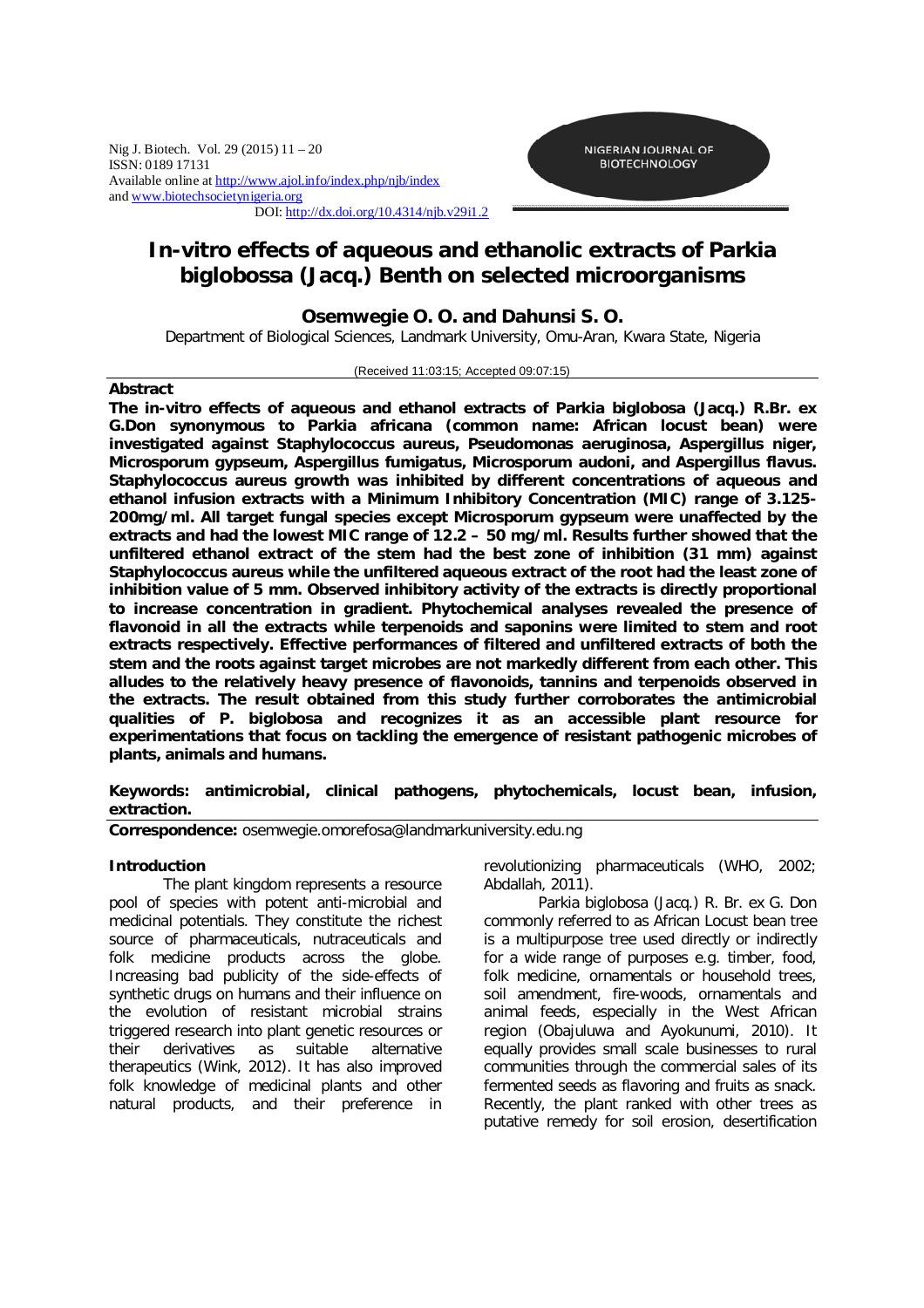# In-vitro effects of aqueous and ethanolic extracts of Parkia biglobossa (Jacq.) Benth on selected microorganisms

**Osemwegie O. O. and Dahunsi S. O.**

Department of Biological Sciences, Landmark University, Omu-Aran, Kwara State, Nigeria

(Received 11:03:15; Accepted 09:07:15)

## Abstract

**The in-vitro effects of aqueous and ethanol extracts of Parkia biglobosa (Jacq.) R.Br. ex G.Don synonymous to Parkia africana (common name: African locust bean) were investigated against Staphylococcus aureus, Pseudomonas aeruginosa, Aspergillus niger, Microsporum gypseum, Aspergillus fumigatus, Microsporum audoni, and Aspergillus flavus. Staphylococcus aureus growth was inhibited by different concentrations of aqueous and ethanol infusion extracts with a Minimum Inhibitory Concentration (MIC) range of 3.125-200mg/ml. All target fungal species except Microsporum gypseum were unaffected by the extracts and had the lowest MIC range of 12.2 – 50 mg/ml. Results further showed that the unfiltered ethanol extract of the stem had the best zone of inhibition (31 mm) against Staphylococcus aureus while the unfiltered aqueous extract of the root had the least zone of inhibition value of 5 mm. Observed inhibitory activity of the extracts is directly proportional to increase concentration in gradient. Phytochemical analyses revealed the presence of flavonoid in all the extracts while terpenoids and saponins were limited to stem and root extracts respectively. Effective performances of filtered and unfiltered extracts of both the stem and the roots against target microbes are not markedly different from each other. This alludes to the relatively heavy presence of flavonoids, tannins and terpenoids observed in the extracts. The result obtained from this study further corroborates the antimicrobial qualities of P. biglobosa and recognizes it as an accessible plant resource for experimentations that focus on tackling the emergence of resistant pathogenic microbes of plants, animals and humans.**

**Keywords: antimicrobial, clinical pathogens, phytochemicals, locust bean, infusion, extraction.**

**Correspondence:** osemwegie.omorefosa@landmarkuniversity.edu.ng

## Introduction

The plant kingdom represents a resource pool of species with potent anti-microbial and medicinal potentials. They constitute the richest source of pharmaceuticals, nutraceuticals and folk medicine products across the globe. Increasing bad publicity of the side-effects of synthetic drugs on humans and their influence on the evolution of resistant microbial strains triggered research into plant genetic resources or their derivatives as suitable alternative therapeutics (Wink, 2012). It has also improved folk knowledge of medicinal plants and other natural products, and their preference in revolutionizing pharmaceuticals (WHO, 2002; Abdallah, 2011).

Parkia biglobosa (Jacq.) R. Br. ex G. Don commonly referred to as African Locust bean tree is a multipurpose tree used directly or indirectly for a wide range of purposes e.g. timber, food, folk medicine, ornamentals or household trees, soil amendment, fire-woods, ornamentals and animal feeds, especially in the West African region (Obajuluwa and Ayokunumi, 2010). It equally provides small scale businesses to rural communities through the commercial sales of its fermented seeds as flavoring and fruits as snack. Recently, the plant ranked with other trees as putative remedy for soil erosion, desertification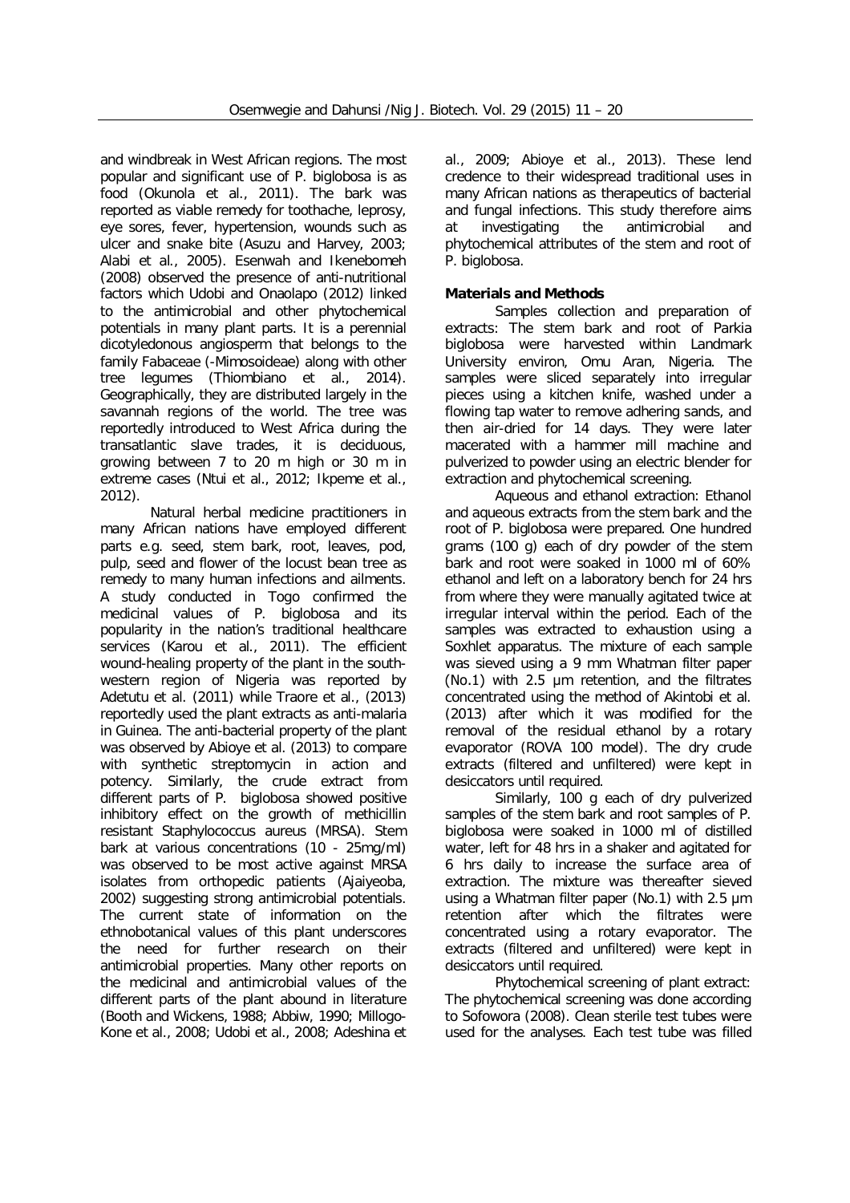and windbreak in West African regions. The most popular and significant use of P. biglobosa is as food (Okunola et al., 2011). The bark was reported as viable remedy for toothache, leprosy, eye sores, fever, hypertension, wounds such as ulcer and snake bite (Asuzu and Harvey, 2003; Alabi et al., 2005). Esenwah and Ikenebomeh (2008) observed the presence of anti-nutritional factors which Udobi and Onaolapo (2012) linked to the antimicrobial and other phytochemical potentials in many plant parts. It is a perennial dicotyledonous angiosperm that belongs to the family Fabaceae (-Mimosoideae) along with other tree legumes (Thiombiano et al., 2014). Geographically, they are distributed largely in the savannah regions of the world. The tree was reportedly introduced to West Africa during the transatlantic slave trades, it is deciduous, growing between 7 to 20 m high or 30 m in extreme cases (Ntui et al., 2012; Ikpeme et al., 2012).

Natural herbal medicine practitioners in many African nations have employed different parts e.g. seed, stem bark, root, leaves, pod, pulp, seed and flower of the locust bean tree as remedy to many human infections and ailments. A study conducted in Togo confirmed the medicinal values of P. biglobosa and its popularity in the nation's traditional healthcare services (Karou et al., 2011). The efficient wound-healing property of the plant in the south-western region of Nigeria was reported by Adetutu et al. (2011) while Traore et al., (2013) reportedly used the plant extracts as anti-malaria in Guinea. The anti-bacterial property of the plant was observed by Abioye et al. (2013) to compare with synthetic streptomycin in action and potency. Similarly, the crude extract from different parts of P. biglobosa showed positive inhibitory effect on the growth of methicillin resistant Staphylococcus aureus (MRSA). Stem bark at various concentrations (10 - 25mg/ml) was observed to be most active against MRSA isolates from orthopedic patients (Ajaiyeoba, 2002) suggesting strong antimicrobial potentials. The current state of information on the ethnobotanical values of this plant underscores the need for further research on their antimicrobial properties. Many other reports on the medicinal and antimicrobial values of the different parts of the plant abound in literature (Booth and Wickens, 1988; Abbiw, 1990; Millogo-Kone et al., 2008; Udobi et al., 2008; Adeshina et al., 2009; Abioye et al., 2013). These lend credence to their widespread traditional uses in many African nations as therapeutics of bacterial and fungal infections. This study therefore aims at investigating the antimicrobial and phytochemical attributes of the stem and root of P. biglobosa.

## Materials and Methods

Samples collection and preparation of extracts: The stem bark and root of Parkia biglobosa were harvested within Landmark University environ, Omu Aran, Nigeria. The samples were sliced separately into irregular pieces using a kitchen knife, washed under a flowing tap water to remove adhering sands, and then air-dried for 14 days. They were later macerated with a hammer mill machine and pulverized to powder using an electric blender for extraction and phytochemical screening.

Aqueous and ethanol extraction: Ethanol and aqueous extracts from the stem bark and the root of P. biglobosa were prepared. One hundred grams (100 g) each of dry powder of the stem bark and root were soaked in 1000 ml of 60% ethanol and left on a laboratory bench for 24 hrs from where they were manually agitated twice at irregular interval within the period. Each of the samples was extracted to exhaustion using a Soxhlet apparatus. The mixture of each sample was sieved using a 9 mm Whatman filter paper (No.1) with 2.5 µm retention, and the filtrates concentrated using the method of Akintobi et al. (2013) after which it was modified for the removal of the residual ethanol by a rotary evaporator (ROVA 100 model). The dry crude extracts (filtered and unfiltered) were kept in desiccators until required.

Similarly, 100 g each of dry pulverized samples of the stem bark and root samples of P. biglobosa were soaked in 1000 ml of distilled water, left for 48 hrs in a shaker and agitated for 6 hrs daily to increase the surface area of extraction. The mixture was thereafter sieved using a Whatman filter paper (No.1) with 2.5 µm retention after which the filtrates were concentrated using a rotary evaporator. The extracts (filtered and unfiltered) were kept in desiccators until required.

Phytochemical screening of plant extract: The phytochemical screening was done according to Sofowora (2008). Clean sterile test tubes were used for the analyses. Each test tube was filled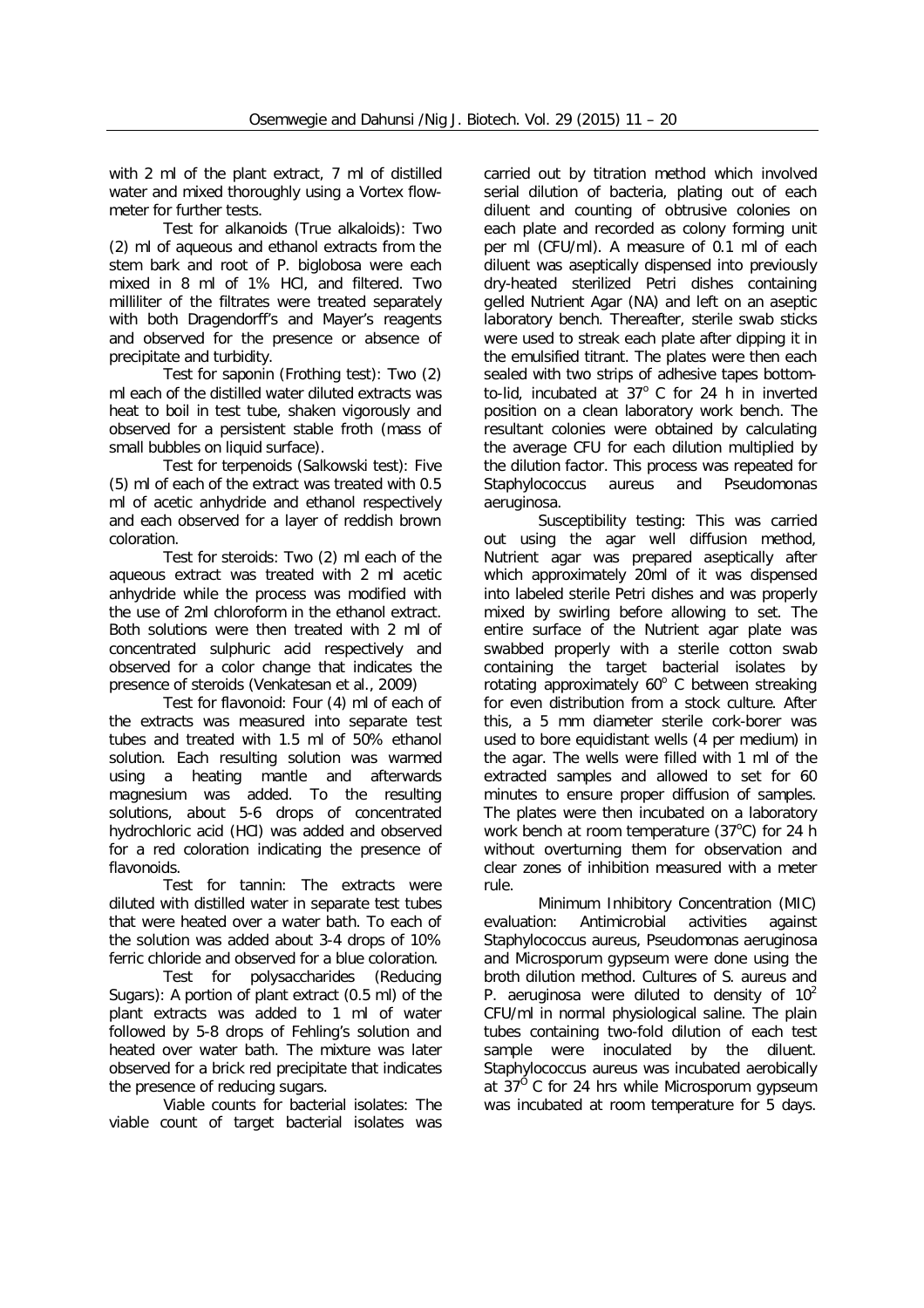with 2 ml of the plant extract, 7 ml of distilled water and mixed thoroughly using a Vortex flow-meter for further tests.

Test for alkanoids (True alkaloids): Two (2) ml of aqueous and ethanol extracts from the stem bark and root of P. biglobosa were each mixed in 8 ml of 1% HCl, and filtered. Two milliliter of the filtrates were treated separately with both Dragendorff's and Mayer's reagents and observed for the presence or absence of precipitate and turbidity.

Test for saponin (Frothing test): Two (2) ml each of the distilled water diluted extracts was heat to boil in test tube, shaken vigorously and observed for a persistent stable froth (mass of small bubbles on liquid surface).

Test for terpenoids (Salkowski test): Five (5) ml of each of the extract was treated with 0.5 ml of acetic anhydride and ethanol respectively and each observed for a layer of reddish brown coloration.

Test for steroids: Two (2) ml each of the aqueous extract was treated with 2 ml acetic anhydride while the process was modified with the use of 2ml chloroform in the ethanol extract. Both solutions were then treated with 2 ml of concentrated sulphuric acid respectively and observed for a color change that indicates the presence of steroids (Venkatesan et al., 2009)

Test for flavonoid: Four (4) ml of each of the extracts was measured into separate test tubes and treated with 1.5 ml of 50% ethanol solution. Each resulting solution was warmed using a heating mantle and afterwards magnesium was added. To the resulting solutions, about 5-6 drops of concentrated hydrochloric acid (HCl) was added and observed for a red coloration indicating the presence of flavonoids.

Test for tannin: The extracts were diluted with distilled water in separate test tubes that were heated over a water bath. To each of the solution was added about 3-4 drops of 10% ferric chloride and observed for a blue coloration.

Test for polysaccharides (Reducing Sugars): A portion of plant extract (0.5 ml) of the plant extracts was added to 1 ml of water followed by 5-8 drops of Fehling's solution and heated over water bath. The mixture was later observed for a brick red precipitate that indicates the presence of reducing sugars.

Viable counts for bacterial isolates: The viable count of target bacterial isolates was carried out by titration method which involved serial dilution of bacteria, plating out of each diluent and counting of obtrusive colonies on each plate and recorded as colony forming unit per ml (CFU/ml). A measure of 0.1 ml of each diluent was aseptically dispensed into previously dry-heated sterilized Petri dishes containing gelled Nutrient Agar (NA) and left on an aseptic laboratory bench. Thereafter, sterile swab sticks were used to streak each plate after dipping it in the emulsified titrant. The plates were then each sealed with two strips of adhesive tapes bottom-to-lid, incubated at 37° C for 24 h in inverted position on a clean laboratory work bench. The resultant colonies were obtained by calculating the average CFU for each dilution multiplied by the dilution factor. This process was repeated for Staphylococcus aureus and Pseudomonas aeruginosa.

Susceptibility testing: This was carried out using the agar well diffusion method, Nutrient agar was prepared aseptically after which approximately 20ml of it was dispensed into labeled sterile Petri dishes and was properly mixed by swirling before allowing to set. The entire surface of the Nutrient agar plate was swabbed properly with a sterile cotton swab containing the target bacterial isolates by rotating approximately 60° C between streaking for even distribution from a stock culture. After this, a 5 mm diameter sterile cork-borer was used to bore equidistant wells (4 per medium) in the agar. The wells were filled with 1 ml of the extracted samples and allowed to set for 60 minutes to ensure proper diffusion of samples. The plates were then incubated on a laboratory work bench at room temperature (37°C) for 24 h without overturning them for observation and clear zones of inhibition measured with a meter rule.

Minimum Inhibitory Concentration (MIC) evaluation: Antimicrobial activities against Staphylococcus aureus, Pseudomonas aeruginosa and Microsporum gypseum were done using the broth dilution method. Cultures of S. aureus and P. aeruginosa were diluted to density of $10^2$ CFU/ml in normal physiological saline. The plain tubes containing two-fold dilution of each test sample were inoculated by the diluent. Staphylococcus aureus was incubated aerobically at 37° C for 24 hrs while Microsporum gypseum was incubated at room temperature for 5 days.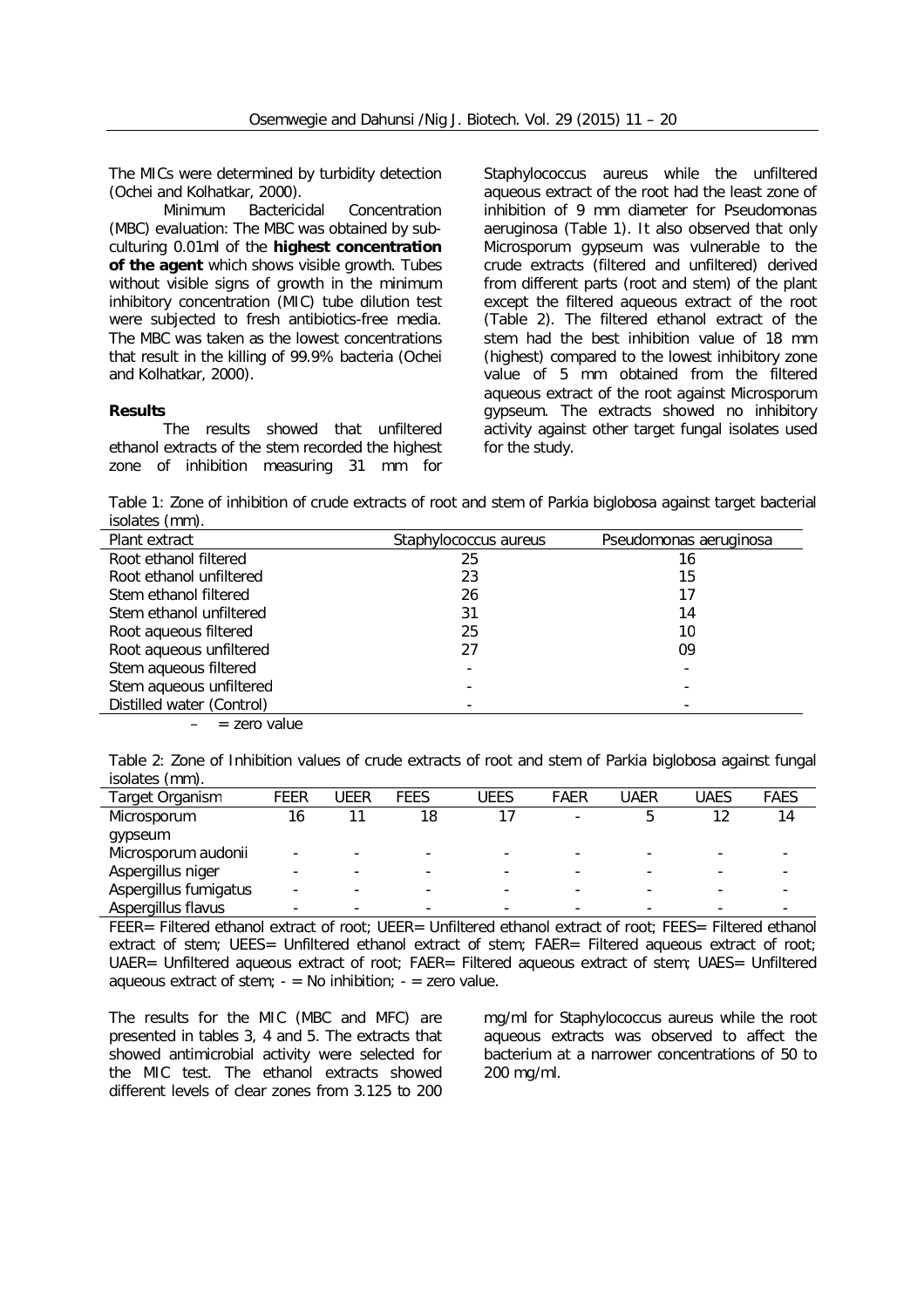The MICs were determined by turbidity detection (Ochei and Kolhatkar, 2000).

Minimum Bactericidal Concentration (MBC) evaluation: The MBC was obtained by sub-culturing 0.01ml of the **highest concentration of the agent** which shows visible growth. Tubes without visible signs of growth in the minimum inhibitory concentration (MIC) tube dilution test were subjected to fresh antibiotics-free media. The MBC was taken as the lowest concentrations that result in the killing of 99.9% bacteria (Ochei and Kolhatkar, 2000).

**Results**

The results showed that unfiltered ethanol extracts of the stem recorded the highest zone of inhibition measuring 31 mm for Staphylococcus aureus while the unfiltered aqueous extract of the root had the least zone of inhibition of 9 mm diameter for Pseudomonas aeruginosa (Table 1). It also observed that only Microsporum gypseum was vulnerable to the crude extracts (filtered and unfiltered) derived from different parts (root and stem) of the plant except the filtered aqueous extract of the root (Table 2). The filtered ethanol extract of the stem had the best inhibition value of 18 mm (highest) compared to the lowest inhibitory zone value of 5 mm obtained from the filtered aqueous extract of the root against Microsporum gypseum. The extracts showed no inhibitory activity against other target fungal isolates used for the study.

Table 1: Zone of inhibition of crude extracts of root and stem of Parkia biglobosa against target bacterial isolates (mm).

| Plant extract | Staphylococcus aureus | Pseudomonas aeruginosa |
|---|---|---|
| Root ethanol filtered | 25 | 16 |
| Root ethanol unfiltered | 23 | 15 |
| Stem ethanol filtered | 26 | 17 |
| Stem ethanol unfiltered | 31 | 14 |
| Root aqueous filtered | 25 | 10 |
| Root aqueous unfiltered | 27 | 09 |
| Stem aqueous filtered | - | - |
| Stem aqueous unfiltered | - | - |
| Distilled water (Control) | - | - |

– = zero value

Table 2: Zone of Inhibition values of crude extracts of root and stem of Parkia biglobosa against fungal isolates (mm).

| Target Organism | FEER | UEER | FEES | UEES | FAER | UAER | UAES | FAES |
|---|---|---|---|---|---|---|---|---|
| Microsporum gypseum | 16 | 11 | 18 | 17 | - | 5 | 12 | 14 |
| Microsporum audonii | - | - | - | - | - | - | - | - |
| Aspergillus niger | - | - | - | - | - | - | - | - |
| Aspergillus fumigatus | - | - | - | - | - | - | - | - |
| Aspergillus flavus | - | - | - | - | - | - | - | - |

FEER= Filtered ethanol extract of root; UEER= Unfiltered ethanol extract of root; FEES= Filtered ethanol extract of stem; UEES= Unfiltered ethanol extract of stem; FAER= Filtered aqueous extract of root; UAER= Unfiltered aqueous extract of root; FAER= Filtered aqueous extract of stem; UAES= Unfiltered aqueous extract of stem; - = No inhibition; - = zero value.

The results for the MIC (MBC and MFC) are presented in tables 3, 4 and 5. The extracts that showed antimicrobial activity were selected for the MIC test. The ethanol extracts showed different levels of clear zones from 3.125 to 200 mg/ml for Staphylococcus aureus while the root aqueous extracts was observed to affect the bacterium at a narrower concentrations of 50 to 200 mg/ml.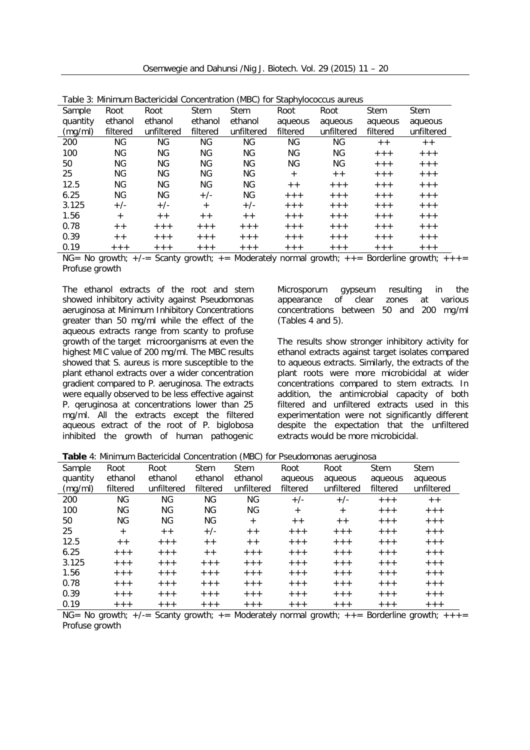Table 3: Minimum Bactericidal Concentration (MBC) for Staphylococcus aureus

| Sample quantity (mg/ml) | Root ethanol filtered | Root ethanol unfiltered | Stem ethanol filtered | Stem ethanol unfiltered | Root aqueous filtered | Root aqueous unfiltered | Stem aqueous filtered | Stem aqueous unfiltered |
|---|---|---|---|---|---|---|---|---|
| 200 | NG | NG | NG | NG | NG | NG | ++ | ++ |
| 100 | NG | NG | NG | NG | NG | NG | +++ | +++ |
| 50 | NG | NG | NG | NG | NG | NG | +++ | +++ |
| 25 | NG | NG | NG | NG | + | ++ | +++ | +++ |
| 12.5 | NG | NG | NG | NG | ++ | +++ | +++ | +++ |
| 6.25 | NG | NG | +/- | NG | +++ | +++ | +++ | +++ |
| 3.125 | +/- | +/- | + | +/- | +++ | +++ | +++ | +++ |
| 1.56 | + | ++ | ++ | ++ | +++ | +++ | +++ | +++ |
| 0.78 | ++ | +++ | +++ | +++ | +++ | +++ | +++ | +++ |
| 0.39 | ++ | +++ | +++ | +++ | +++ | +++ | +++ | +++ |
| 0.19 | +++ | +++ | +++ | +++ | +++ | +++ | +++ | +++ |

NG= No growth; +/-= Scanty growth; += Moderately normal growth; ++= Borderline growth; +++= Profuse growth

The ethanol extracts of the root and stem showed inhibitory activity against Pseudomonas aeruginosa at Minimum Inhibitory Concentrations greater than 50 mg/ml while the effect of the aqueous extracts range from scanty to profuse growth of the target microorganisms at even the highest MIC value of 200 mg/ml. The MBC results showed that S. aureus is more susceptible to the plant ethanol extracts over a wider concentration gradient compared to P. aeruginosa. The extracts were equally observed to be less effective against P. qeruginosa at concentrations lower than 25 mg/ml. All the extracts except the filtered aqueous extract of the root of P. biglobosa inhibited the growth of human pathogenic Microsporum gypseum resulting in the appearance of clear zones at various concentrations between 50 and 200 mg/ml (Tables 4 and 5).

The results show stronger inhibitory activity for ethanol extracts against target isolates compared to aqueous extracts. Similarly, the extracts of the plant roots were more microbicidal at wider concentrations compared to stem extracts. In addition, the antimicrobial capacity of both filtered and unfiltered extracts used in this experimentation were not significantly different despite the expectation that the unfiltered extracts would be more microbicidal.

**Table** 4: Minimum Bactericidal Concentration (MBC) for Pseudomonas aeruginosa

| Sample quantity (mg/ml) | Root ethanol filtered | Root ethanol unfiltered | Stem ethanol filtered | Stem ethanol unfiltered | Root aqueous filtered | Root aqueous unfiltered | Stem aqueous filtered | Stem aqueous unfiltered |
|---|---|---|---|---|---|---|---|---|
| 200 | NG | NG | NG | NG | +/- | +/- | +++ | ++ |
| 100 | NG | NG | NG | NG | + | + | +++ | +++ |
| 50 | NG | NG | NG | + | ++ | ++ | +++ | +++ |
| 25 | + | ++ | +/- | ++ | +++ | +++ | +++ | +++ |
| 12.5 | ++ | +++ | ++ | ++ | +++ | +++ | +++ | +++ |
| 6.25 | +++ | +++ | ++ | +++ | +++ | +++ | +++ | +++ |
| 3.125 | +++ | +++ | +++ | +++ | +++ | +++ | +++ | +++ |
| 1.56 | +++ | +++ | +++ | +++ | +++ | +++ | +++ | +++ |
| 0.78 | +++ | +++ | +++ | +++ | +++ | +++ | +++ | +++ |
| 0.39 | +++ | +++ | +++ | +++ | +++ | +++ | +++ | +++ |
| 0.19 | +++ | +++ | +++ | +++ | +++ | +++ | +++ | +++ |

NG= No growth; +/-= Scanty growth; += Moderately normal growth; ++= Borderline growth; +++= Profuse growth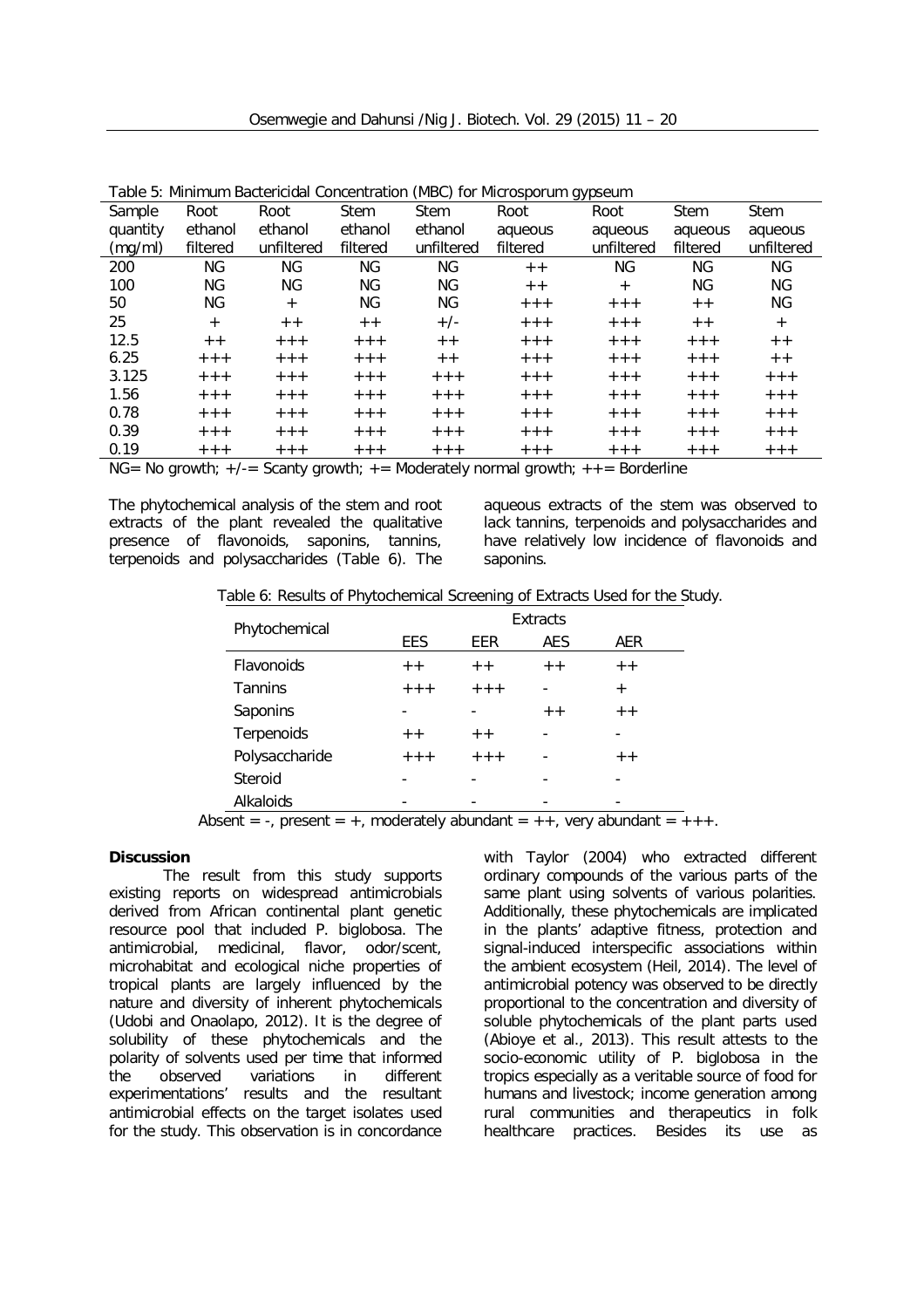Table 5: Minimum Bactericidal Concentration (MBC) for Microsporum gypseum

| Sample quantity (mg/ml) | Root ethanol filtered | Root ethanol unfiltered | Stem ethanol filtered | Stem ethanol unfiltered | Root aqueous filtered | Root aqueous unfiltered | Stem aqueous filtered | Stem aqueous unfiltered |
|---|---|---|---|---|---|---|---|---|
| 200 | NG | NG | NG | NG | ++ | NG | NG | NG |
| 100 | NG | NG | NG | NG | ++ | + | NG | NG |
| 50 | NG | + | NG | NG | +++ | +++ | ++ | NG |
| 25 | + | ++ | ++ | +/- | +++ | +++ | ++ | + |
| 12.5 | ++ | +++ | +++ | ++ | +++ | +++ | +++ | ++ |
| 6.25 | +++ | +++ | +++ | ++ | +++ | +++ | +++ | ++ |
| 3.125 | +++ | +++ | +++ | +++ | +++ | +++ | +++ | +++ |
| 1.56 | +++ | +++ | +++ | +++ | +++ | +++ | +++ | +++ |
| 0.78 | +++ | +++ | +++ | +++ | +++ | +++ | +++ | +++ |
| 0.39 | +++ | +++ | +++ | +++ | +++ | +++ | +++ | +++ |
| 0.19 | +++ | +++ | +++ | +++ | +++ | +++ | +++ | +++ |

NG= No growth; +/-= Scanty growth; += Moderately normal growth; ++= Borderline

The phytochemical analysis of the stem and root extracts of the plant revealed the qualitative presence of flavonoids, saponins, tannins, terpenoids and polysaccharides (Table 6). The aqueous extracts of the stem was observed to lack tannins, terpenoids and polysaccharides and have relatively low incidence of flavonoids and saponins.

Table 6: Results of Phytochemical Screening of Extracts Used for the Study.

| Phytochemical | Extracts | | | |
|---|---|---|---|---|
| | EES | EER | AES | AER |
| Flavonoids | ++ | ++ | ++ | ++ |
| Tannins | +++ | +++ | - | + |
| Saponins | - | - | ++ | ++ |
| Terpenoids | ++ | ++ | - | - |
| Polysaccharide | +++ | +++ | - | ++ |
| Steroid | - | - | - | - |
| Alkaloids | - | - | - | - |

Absent = -, present = +, moderately abundant = ++, very abundant = +++.

**Discussion**

The result from this study supports existing reports on widespread antimicrobials derived from African continental plant genetic resource pool that included P. biglobosa. The antimicrobial, medicinal, flavor, odor/scent, microhabitat and ecological niche properties of tropical plants are largely influenced by the nature and diversity of inherent phytochemicals (Udobi and Onaolapo, 2012). It is the degree of solubility of these phytochemicals and the polarity of solvents used per time that informed the observed variations in different experimentations' results and the resultant antimicrobial effects on the target isolates used for the study. This observation is in concordance with Taylor (2004) who extracted different ordinary compounds of the various parts of the same plant using solvents of various polarities. Additionally, these phytochemicals are implicated in the plants' adaptive fitness, protection and signal-induced interspecific associations within the ambient ecosystem (Heil, 2014). The level of antimicrobial potency was observed to be directly proportional to the concentration and diversity of soluble phytochemicals of the plant parts used (Abioye et al., 2013). This result attests to the socio-economic utility of P. biglobosa in the tropics especially as a veritable source of food for humans and livestock; income generation among rural communities and therapeutics in folk healthcare practices. Besides its use as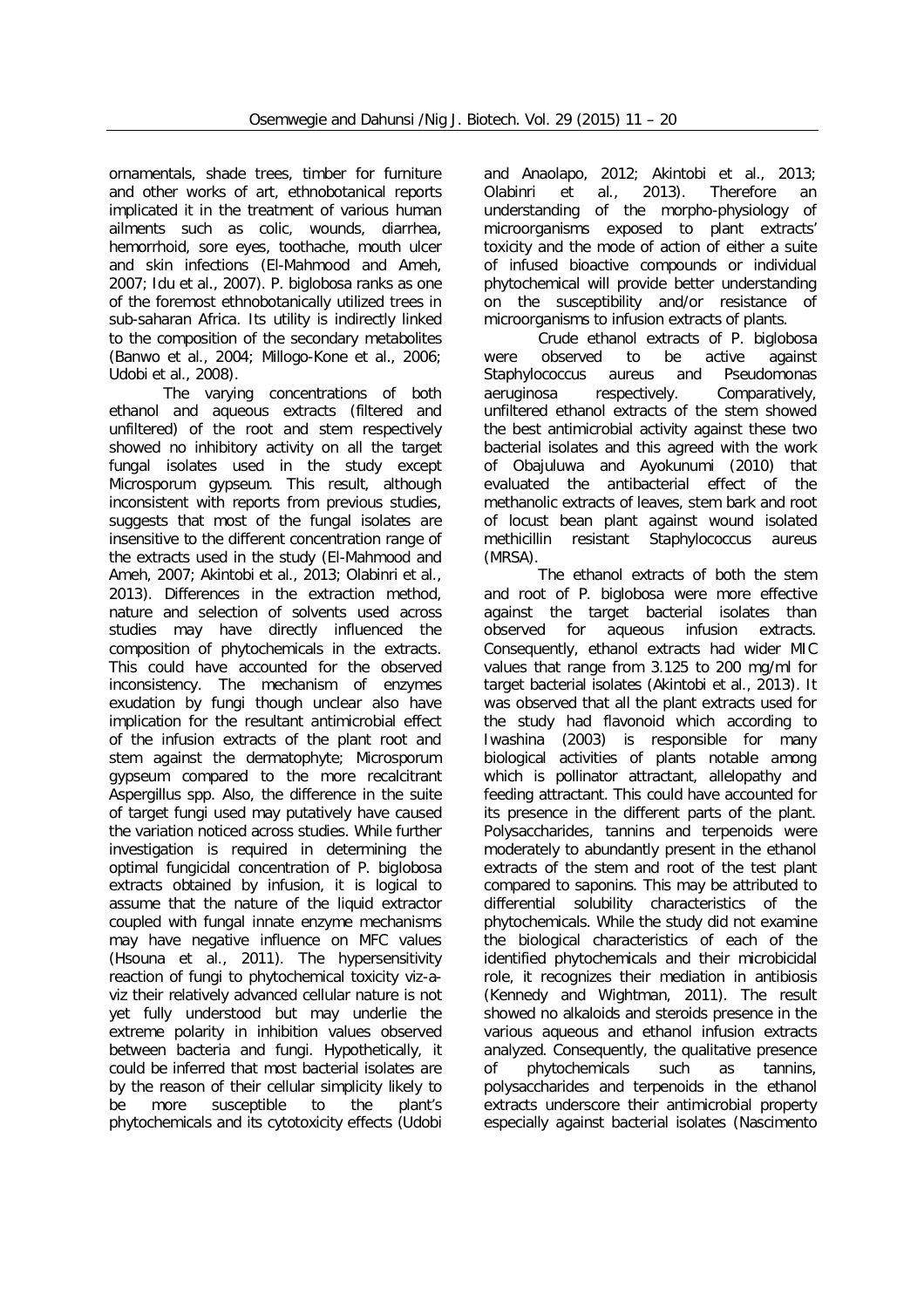ornamentals, shade trees, timber for furniture and other works of art, ethnobotanical reports implicated it in the treatment of various human ailments such as colic, wounds, diarrhea, hemorrhoid, sore eyes, toothache, mouth ulcer and skin infections (El-Mahmood and Ameh, 2007; Idu et al., 2007). P. biglobosa ranks as one of the foremost ethnobotanically utilized trees in sub-saharan Africa. Its utility is indirectly linked to the composition of the secondary metabolites (Banwo et al., 2004; Millogo-Kone et al., 2006; Udobi et al., 2008).

The varying concentrations of both ethanol and aqueous extracts (filtered and unfiltered) of the root and stem respectively showed no inhibitory activity on all the target fungal isolates used in the study except Microsporum gypseum. This result, although inconsistent with reports from previous studies, suggests that most of the fungal isolates are insensitive to the different concentration range of the extracts used in the study (El-Mahmood and Ameh, 2007; Akintobi et al., 2013; Olabinri et al., 2013). Differences in the extraction method, nature and selection of solvents used across studies may have directly influenced the composition of phytochemicals in the extracts. This could have accounted for the observed inconsistency. The mechanism of enzymes exudation by fungi though unclear also have implication for the resultant antimicrobial effect of the infusion extracts of the plant root and stem against the dermatophyte; Microsporum gypseum compared to the more recalcitrant Aspergillus spp. Also, the difference in the suite of target fungi used may putatively have caused the variation noticed across studies. While further investigation is required in determining the optimal fungicidal concentration of P. biglobosa extracts obtained by infusion, it is logical to assume that the nature of the liquid extractor coupled with fungal innate enzyme mechanisms may have negative influence on MFC values (Hsouna et al., 2011). The hypersensitivity reaction of fungi to phytochemical toxicity viz-a-viz their relatively advanced cellular nature is not yet fully understood but may underlie the extreme polarity in inhibition values observed between bacteria and fungi. Hypothetically, it could be inferred that most bacterial isolates are by the reason of their cellular simplicity likely to be more susceptible to the plant's phytochemicals and its cytotoxicity effects (Udobi and Anaolapo, 2012; Akintobi et al., 2013; Olabinri et al., 2013). Therefore an understanding of the morpho-physiology of microorganisms exposed to plant extracts' toxicity and the mode of action of either a suite of infused bioactive compounds or individual phytochemical will provide better understanding on the susceptibility and/or resistance of microorganisms to infusion extracts of plants.

Crude ethanol extracts of P. biglobosa were observed to be active against Staphylococcus aureus and Pseudomonas aeruginosa respectively. Comparatively, unfiltered ethanol extracts of the stem showed the best antimicrobial activity against these two bacterial isolates and this agreed with the work of Obajuluwa and Ayokunumi (2010) that evaluated the antibacterial effect of the methanolic extracts of leaves, stem bark and root of locust bean plant against wound isolated methicillin resistant Staphylococcus aureus (MRSA).

The ethanol extracts of both the stem and root of P. biglobosa were more effective against the target bacterial isolates than observed for aqueous infusion extracts. Consequently, ethanol extracts had wider MIC values that range from 3.125 to 200 mg/ml for target bacterial isolates (Akintobi et al., 2013). It was observed that all the plant extracts used for the study had flavonoid which according to Iwashina (2003) is responsible for many biological activities of plants notable among which is pollinator attractant, allelopathy and feeding attractant. This could have accounted for its presence in the different parts of the plant. Polysaccharides, tannins and terpenoids were moderately to abundantly present in the ethanol extracts of the stem and root of the test plant compared to saponins. This may be attributed to differential solubility characteristics of the phytochemicals. While the study did not examine the biological characteristics of each of the identified phytochemicals and their microbicidal role, it recognizes their mediation in antibiosis (Kennedy and Wightman, 2011). The result showed no alkaloids and steroids presence in the various aqueous and ethanol infusion extracts analyzed. Consequently, the qualitative presence of phytochemicals such as tannins, polysaccharides and terpenoids in the ethanol extracts underscore their antimicrobial property especially against bacterial isolates (Nascimento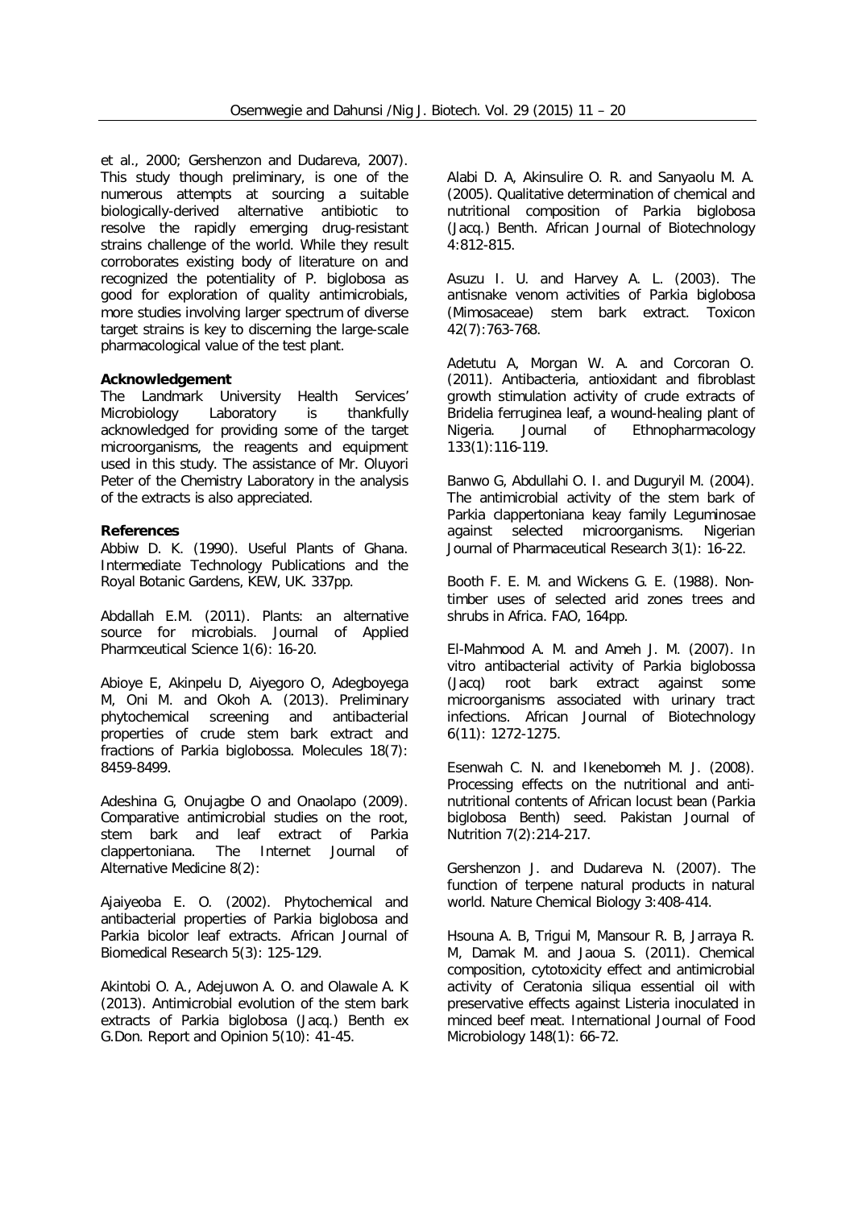et al., 2000; Gershenzon and Dudareva, 2007). This study though preliminary, is one of the numerous attempts at sourcing a suitable biologically-derived alternative antibiotic to resolve the rapidly emerging drug-resistant strains challenge of the world. While they result corroborates existing body of literature on and recognized the potentiality of P. biglobosa as good for exploration of quality antimicrobials, more studies involving larger spectrum of diverse target strains is key to discerning the large-scale pharmacological value of the test plant.

**Acknowledgement**

The Landmark University Health Services' Microbiology Laboratory is thankfully acknowledged for providing some of the target microorganisms, the reagents and equipment used in this study. The assistance of Mr. Oluyori Peter of the Chemistry Laboratory in the analysis of the extracts is also appreciated.

**References**

Abbiw D. K. (1990). Useful Plants of Ghana. Intermediate Technology Publications and the Royal Botanic Gardens, KEW, UK. 337pp.

Abdallah E.M. (2011). Plants: an alternative source for microbials. Journal of Applied Pharmceutical Science 1(6): 16-20.

Abioye E, Akinpelu D, Aiyegoro O, Adegboyega M, Oni M. and Okoh A. (2013). Preliminary phytochemical screening and antibacterial properties of crude stem bark extract and fractions of Parkia biglobossa. Molecules 18(7): 8459-8499.

Adeshina G, Onujagbe O and Onaolapo (2009). Comparative antimicrobial studies on the root, stem bark and leaf extract of Parkia clappertoniana. The Internet Journal of Alternative Medicine 8(2):

Ajaiyeoba E. O. (2002). Phytochemical and antibacterial properties of Parkia biglobosa and Parkia bicolor leaf extracts. African Journal of Biomedical Research 5(3): 125-129.

Akintobi O. A., Adejuwon A. O. and Olawale A. K (2013). Antimicrobial evolution of the stem bark extracts of Parkia biglobosa (Jacq.) Benth ex G.Don. Report and Opinion 5(10): 41-45.

Alabi D. A, Akinsulire O. R. and Sanyaolu M. A. (2005). Qualitative determination of chemical and nutritional composition of Parkia biglobosa (Jacq.) Benth. African Journal of Biotechnology 4:812-815.

Asuzu I. U. and Harvey A. L. (2003). The antisnake venom activities of Parkia biglobosa (Mimosaceae) stem bark extract. Toxicon 42(7):763-768.

Adetutu A, Morgan W. A. and Corcoran O. (2011). Antibacteria, antioxidant and fibroblast growth stimulation activity of crude extracts of Bridelia ferruginea leaf, a wound-healing plant of Nigeria. Journal of Ethnopharmacology 133(1):116-119.

Banwo G, Abdullahi O. I. and Duguryil M. (2004). The antimicrobial activity of the stem bark of Parkia clappertoniana keay family Leguminosae against selected microorganisms. Nigerian Journal of Pharmaceutical Research 3(1): 16-22.

Booth F. E. M. and Wickens G. E. (1988). Non-timber uses of selected arid zones trees and shrubs in Africa. FAO, 164pp.

El-Mahmood A. M. and Ameh J. M. (2007). In vitro antibacterial activity of Parkia biglobossa (Jacq) root bark extract against some microorganisms associated with urinary tract infections. African Journal of Biotechnology 6(11): 1272-1275.

Esenwah C. N. and Ikenebomeh M. J. (2008). Processing effects on the nutritional and anti-nutritional contents of African locust bean (Parkia biglobosa Benth) seed. Pakistan Journal of Nutrition 7(2):214-217.

Gershenzon J. and Dudareva N. (2007). The function of terpene natural products in natural world. Nature Chemical Biology 3:408-414.

Hsouna A. B, Trigui M, Mansour R. B, Jarraya R. M, Damak M. and Jaoua S. (2011). Chemical composition, cytotoxicity effect and antimicrobial activity of Ceratonia siliqua essential oil with preservative effects against Listeria inoculated in minced beef meat. International Journal of Food Microbiology 148(1): 66-72.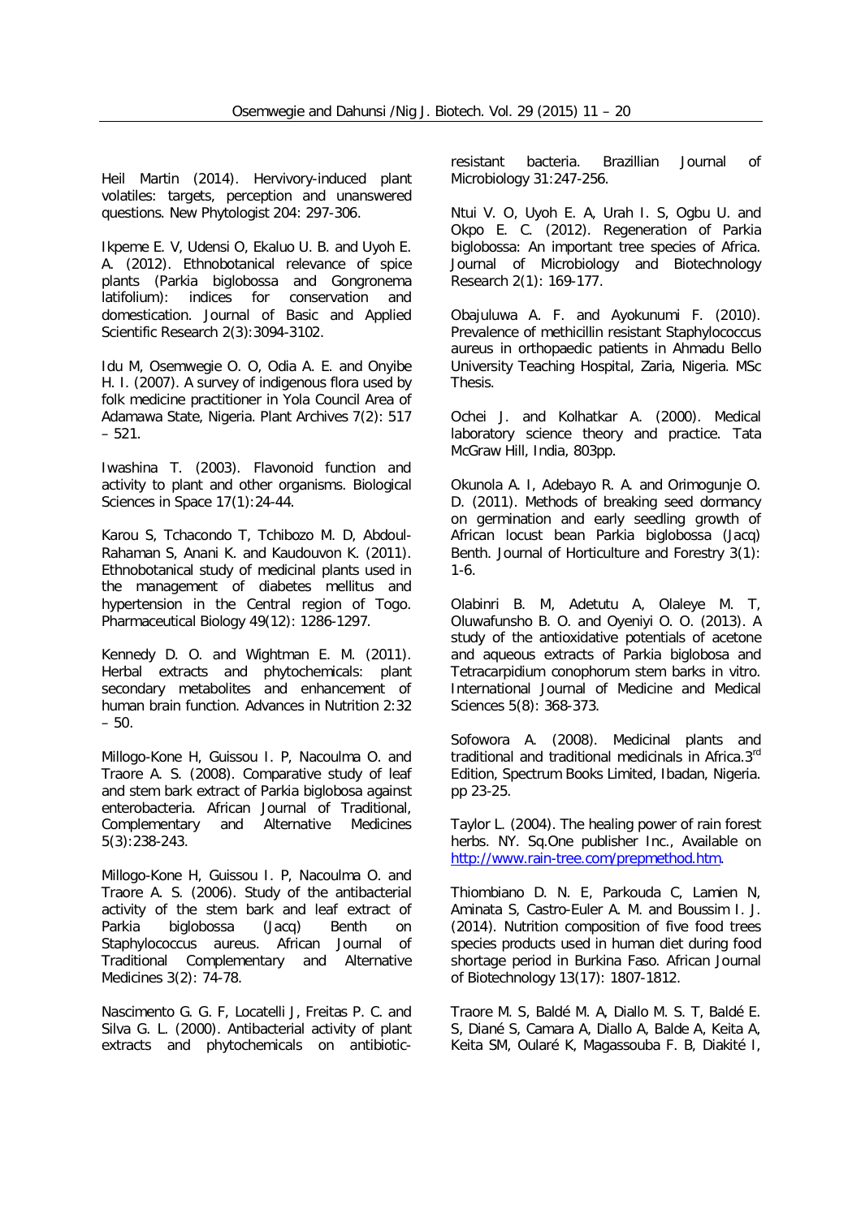Heil Martin (2014). Hervivory-induced plant volatiles: targets, perception and unanswered questions. New Phytologist 204: 297-306.

Ikpeme E. V, Udensi O, Ekaluo U. B. and Uyoh E. A. (2012). Ethnobotanical relevance of spice plants (Parkia biglobossa and Gongronema latifolium): indices for conservation and domestication. Journal of Basic and Applied Scientific Research 2(3):3094-3102.

Idu M, Osemwegie O. O, Odia A. E. and Onyibe H. I. (2007). A survey of indigenous flora used by folk medicine practitioner in Yola Council Area of Adamawa State, Nigeria. Plant Archives 7(2): 517 – 521.

Iwashina T. (2003). Flavonoid function and activity to plant and other organisms. Biological Sciences in Space 17(1):24-44.

Karou S, Tchacondo T, Tchibozo M. D, Abdoul-Rahaman S, Anani K. and Kaudouvon K. (2011). Ethnobotanical study of medicinal plants used in the management of diabetes mellitus and hypertension in the Central region of Togo. Pharmaceutical Biology 49(12): 1286-1297.

Kennedy D. O. and Wightman E. M. (2011). Herbal extracts and phytochemicals: plant secondary metabolites and enhancement of human brain function. Advances in Nutrition 2:32 – 50.

Millogo-Kone H, Guissou I. P, Nacoulma O. and Traore A. S. (2008). Comparative study of leaf and stem bark extract of Parkia biglobosa against enterobacteria. African Journal of Traditional, Complementary and Alternative Medicines 5(3):238-243.

Millogo-Kone H, Guissou I. P, Nacoulma O. and Traore A. S. (2006). Study of the antibacterial activity of the stem bark and leaf extract of Parkia biglobossa (Jacq) Benth on Staphylococcus aureus. African Journal of Traditional Complementary and Alternative Medicines 3(2): 74-78.

Nascimento G. G. F, Locatelli J, Freitas P. C. and Silva G. L. (2000). Antibacterial activity of plant extracts and phytochemicals on antibiotic-resistant bacteria. Brazillian Journal of Microbiology 31:247-256.

Ntui V. O, Uyoh E. A, Urah I. S, Ogbu U. and Okpo E. C. (2012). Regeneration of Parkia biglobossa: An important tree species of Africa. Journal of Microbiology and Biotechnology Research 2(1): 169-177.

Obajuluwa A. F. and Ayokunumi F. (2010). Prevalence of methicillin resistant Staphylococcus aureus in orthopaedic patients in Ahmadu Bello University Teaching Hospital, Zaria, Nigeria. MSc Thesis.

Ochei J. and Kolhatkar A. (2000). Medical laboratory science theory and practice. Tata McGraw Hill, India, 803pp.

Okunola A. I, Adebayo R. A. and Orimogunje O. D. (2011). Methods of breaking seed dormancy on germination and early seedling growth of African locust bean Parkia biglobossa (Jacq) Benth. Journal of Horticulture and Forestry 3(1): 1-6.

Olabinri B. M, Adetutu A, Olaleye M. T, Oluwafunsho B. O. and Oyeniyi O. O. (2013). A study of the antioxidative potentials of acetone and aqueous extracts of Parkia biglobosa and Tetracarpidium conophorum stem barks in vitro. International Journal of Medicine and Medical Sciences 5(8): 368-373.

Sofowora A. (2008). Medicinal plants and traditional and traditional medicinals in Africa.3rd Edition, Spectrum Books Limited, Ibadan, Nigeria. pp 23-25.

Taylor L. (2004). The healing power of rain forest herbs. NY. Sq.One publisher Inc., Available on http://www.rain-tree.com/prepmethod.htm.

Thiombiano D. N. E, Parkouda C, Lamien N, Aminata S, Castro-Euler A. M. and Boussim I. J. (2014). Nutrition composition of five food trees species products used in human diet during food shortage period in Burkina Faso. African Journal of Biotechnology 13(17): 1807-1812.

Traore M. S, Baldé M. A, Diallo M. S. T, Baldé E. S, Diané S, Camara A, Diallo A, Balde A, Keita A, Keita SM, Oularé K, Magassouba F. B, Diakité I,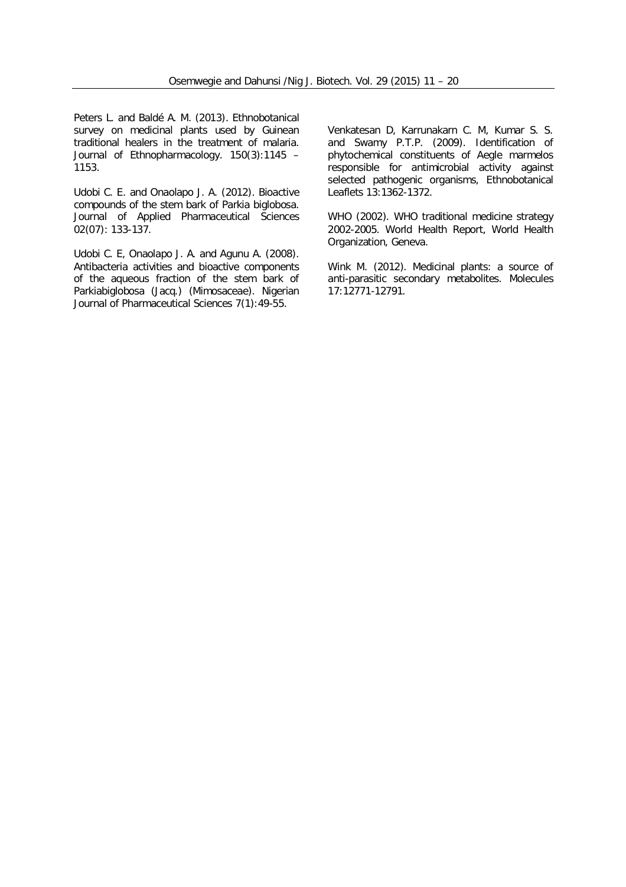Peters L. and Baldé A. M. (2013). Ethnobotanical survey on medicinal plants used by Guinean traditional healers in the treatment of malaria. Journal of Ethnopharmacology. 150(3):1145 – 1153.

Udobi C. E. and Onaolapo J. A. (2012). Bioactive compounds of the stem bark of Parkia biglobosa. Journal of Applied Pharmaceutical Sciences 02(07): 133-137.

Udobi C. E, Onaolapo J. A. and Agunu A. (2008). Antibacteria activities and bioactive components of the aqueous fraction of the stem bark of Parkiabiglobosa (Jacq.) (Mimosaceae). Nigerian Journal of Pharmaceutical Sciences 7(1):49-55.

Venkatesan D, Karrunakarn C. M, Kumar S. S. and Swamy P.T.P. (2009). Identification of phytochemical constituents of Aegle marmelos responsible for antimicrobial activity against selected pathogenic organisms, Ethnobotanical Leaflets 13:1362-1372.

WHO (2002). WHO traditional medicine strategy 2002-2005. World Health Report, World Health Organization, Geneva.

Wink M. (2012). Medicinal plants: a source of anti-parasitic secondary metabolites. Molecules 17:12771-12791.